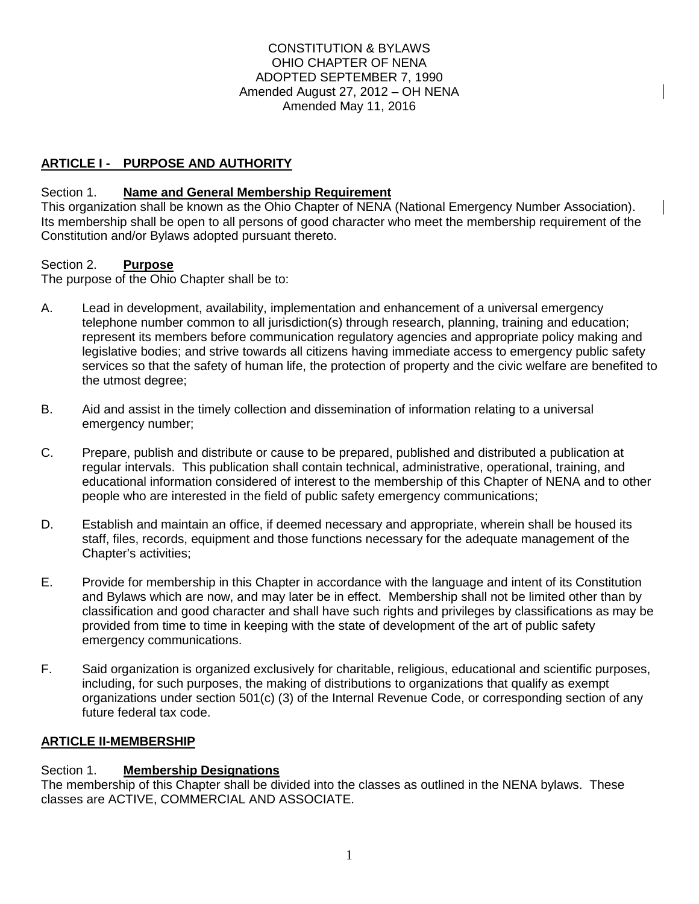CONSTITUTION & BYLAWS
OHIO CHAPTER OF NENA
ADOPTED SEPTEMBER 7, 1990
Amended August 27, 2012 – OH NENA
Amended May 11, 2016

## ARTICLE I - PURPOSE AND AUTHORITY

Section 1. **Name and General Membership Requirement**
This organization shall be known as the Ohio Chapter of NENA (National Emergency Number Association). Its membership shall be open to all persons of good character who meet the membership requirement of the Constitution and/or Bylaws adopted pursuant thereto.

Section 2. **Purpose**
The purpose of the Ohio Chapter shall be to:

A. Lead in development, availability, implementation and enhancement of a universal emergency telephone number common to all jurisdiction(s) through research, planning, training and education; represent its members before communication regulatory agencies and appropriate policy making and legislative bodies; and strive towards all citizens having immediate access to emergency public safety services so that the safety of human life, the protection of property and the civic welfare are benefited to the utmost degree;

B. Aid and assist in the timely collection and dissemination of information relating to a universal emergency number;

C. Prepare, publish and distribute or cause to be prepared, published and distributed a publication at regular intervals. This publication shall contain technical, administrative, operational, training, and educational information considered of interest to the membership of this Chapter of NENA and to other people who are interested in the field of public safety emergency communications;

D. Establish and maintain an office, if deemed necessary and appropriate, wherein shall be housed its staff, files, records, equipment and those functions necessary for the adequate management of the Chapter's activities;

E. Provide for membership in this Chapter in accordance with the language and intent of its Constitution and Bylaws which are now, and may later be in effect. Membership shall not be limited other than by classification and good character and shall have such rights and privileges by classifications as may be provided from time to time in keeping with the state of development of the art of public safety emergency communications.

F. Said organization is organized exclusively for charitable, religious, educational and scientific purposes, including, for such purposes, the making of distributions to organizations that qualify as exempt organizations under section 501(c) (3) of the Internal Revenue Code, or corresponding section of any future federal tax code.

## ARTICLE II-MEMBERSHIP

Section 1. **Membership Designations**
The membership of this Chapter shall be divided into the classes as outlined in the NENA bylaws. These classes are ACTIVE, COMMERCIAL AND ASSOCIATE.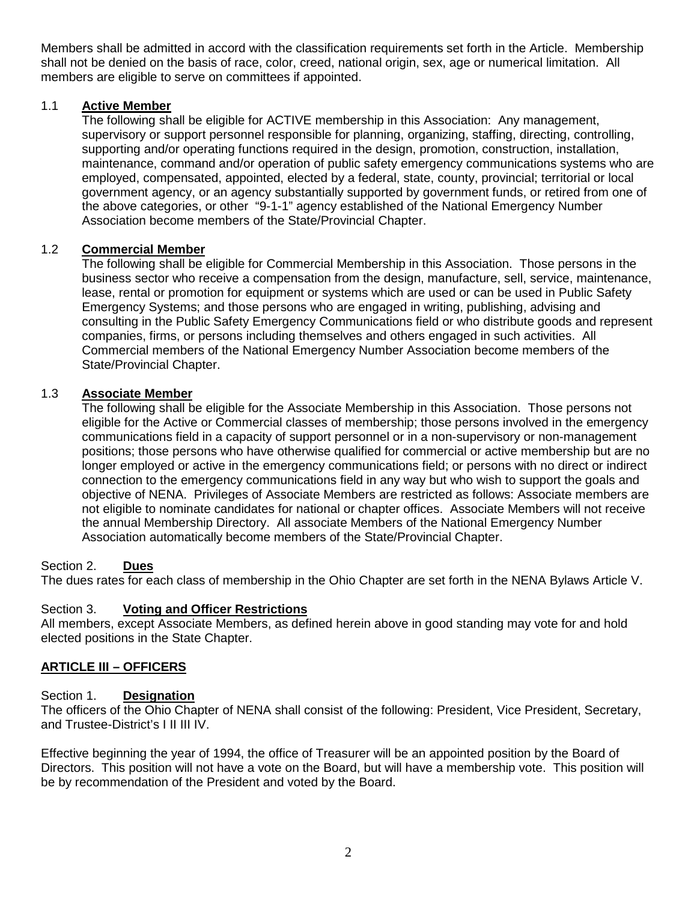Members shall be admitted in accord with the classification requirements set forth in the Article. Membership shall not be denied on the basis of race, color, creed, national origin, sex, age or numerical limitation. All members are eligible to serve on committees if appointed.

1.1 **Active Member**

The following shall be eligible for ACTIVE membership in this Association: Any management, supervisory or support personnel responsible for planning, organizing, staffing, directing, controlling, supporting and/or operating functions required in the design, promotion, construction, installation, maintenance, command and/or operation of public safety emergency communications systems who are employed, compensated, appointed, elected by a federal, state, county, provincial; territorial or local government agency, or an agency substantially supported by government funds, or retired from one of the above categories, or other "9-1-1" agency established of the National Emergency Number Association become members of the State/Provincial Chapter.

1.2 **Commercial Member**

The following shall be eligible for Commercial Membership in this Association. Those persons in the business sector who receive a compensation from the design, manufacture, sell, service, maintenance, lease, rental or promotion for equipment or systems which are used or can be used in Public Safety Emergency Systems; and those persons who are engaged in writing, publishing, advising and consulting in the Public Safety Emergency Communications field or who distribute goods and represent companies, firms, or persons including themselves and others engaged in such activities. All Commercial members of the National Emergency Number Association become members of the State/Provincial Chapter.

1.3 **Associate Member**

The following shall be eligible for the Associate Membership in this Association. Those persons not eligible for the Active or Commercial classes of membership; those persons involved in the emergency communications field in a capacity of support personnel or in a non-supervisory or non-management positions; those persons who have otherwise qualified for commercial or active membership but are no longer employed or active in the emergency communications field; or persons with no direct or indirect connection to the emergency communications field in any way but who wish to support the goals and objective of NENA. Privileges of Associate Members are restricted as follows: Associate members are not eligible to nominate candidates for national or chapter offices. Associate Members will not receive the annual Membership Directory. All associate Members of the National Emergency Number Association automatically become members of the State/Provincial Chapter.

Section 2. **Dues**

The dues rates for each class of membership in the Ohio Chapter are set forth in the NENA Bylaws Article V.

Section 3. **Voting and Officer Restrictions**

All members, except Associate Members, as defined herein above in good standing may vote for and hold elected positions in the State Chapter.

## ARTICLE III – OFFICERS

Section 1. **Designation**

The officers of the Ohio Chapter of NENA shall consist of the following: President, Vice President, Secretary, and Trustee-District's I II III IV.

Effective beginning the year of 1994, the office of Treasurer will be an appointed position by the Board of Directors. This position will not have a vote on the Board, but will have a membership vote. This position will be by recommendation of the President and voted by the Board.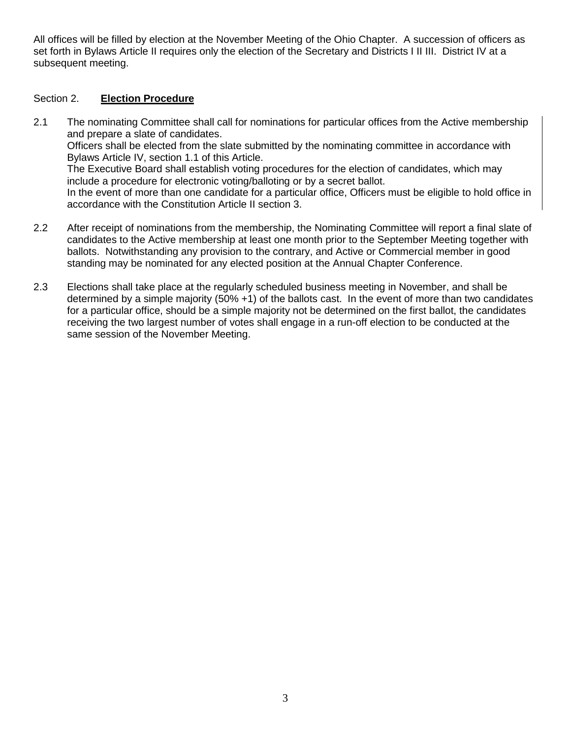All offices will be filled by election at the November Meeting of the Ohio Chapter. A succession of officers as set forth in Bylaws Article II requires only the election of the Secretary and Districts I II III. District IV at a subsequent meeting.

Section 2. **Election Procedure**

2.1 The nominating Committee shall call for nominations for particular offices from the Active membership and prepare a slate of candidates.
Officers shall be elected from the slate submitted by the nominating committee in accordance with Bylaws Article IV, section 1.1 of this Article.
The Executive Board shall establish voting procedures for the election of candidates, which may include a procedure for electronic voting/balloting or by a secret ballot.
In the event of more than one candidate for a particular office, Officers must be eligible to hold office in accordance with the Constitution Article II section 3.

2.2 After receipt of nominations from the membership, the Nominating Committee will report a final slate of candidates to the Active membership at least one month prior to the September Meeting together with ballots. Notwithstanding any provision to the contrary, and Active or Commercial member in good standing may be nominated for any elected position at the Annual Chapter Conference.

2.3 Elections shall take place at the regularly scheduled business meeting in November, and shall be determined by a simple majority (50% +1) of the ballots cast. In the event of more than two candidates for a particular office, should be a simple majority not be determined on the first ballot, the candidates receiving the two largest number of votes shall engage in a run-off election to be conducted at the same session of the November Meeting.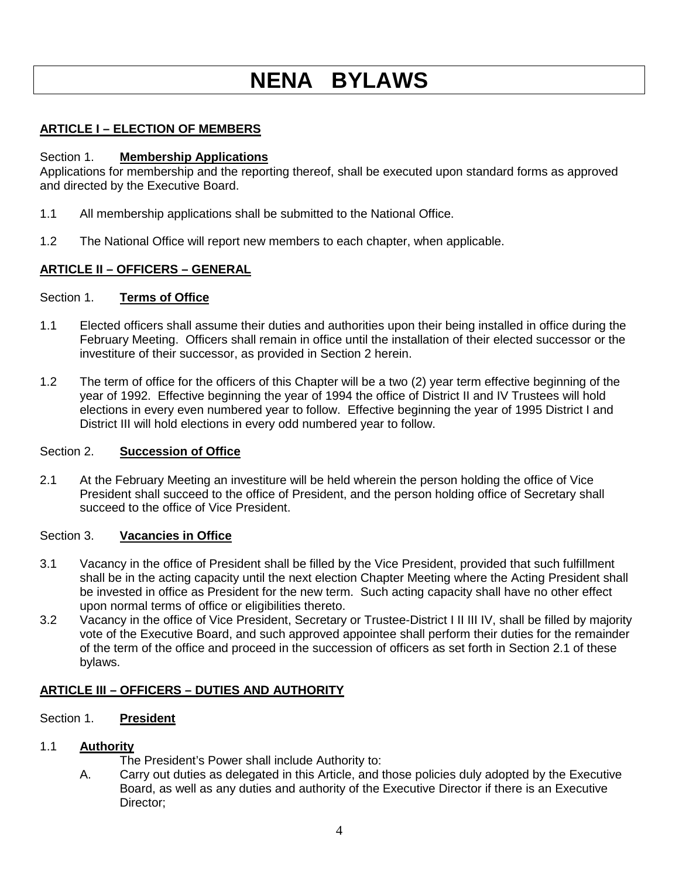# NENA BYLAWS

## ARTICLE I – ELECTION OF MEMBERS

Section 1. **Membership Applications**

Applications for membership and the reporting thereof, shall be executed upon standard forms as approved and directed by the Executive Board.

1.1 All membership applications shall be submitted to the National Office.

1.2 The National Office will report new members to each chapter, when applicable.

## ARTICLE II – OFFICERS – GENERAL

Section 1. **Terms of Office**

1.1 Elected officers shall assume their duties and authorities upon their being installed in office during the February Meeting. Officers shall remain in office until the installation of their elected successor or the investiture of their successor, as provided in Section 2 herein.

1.2 The term of office for the officers of this Chapter will be a two (2) year term effective beginning of the year of 1992. Effective beginning the year of 1994 the office of District II and IV Trustees will hold elections in every even numbered year to follow. Effective beginning the year of 1995 District I and District III will hold elections in every odd numbered year to follow.

Section 2. **Succession of Office**

2.1 At the February Meeting an investiture will be held wherein the person holding the office of Vice President shall succeed to the office of President, and the person holding office of Secretary shall succeed to the office of Vice President.

Section 3. **Vacancies in Office**

3.1 Vacancy in the office of President shall be filled by the Vice President, provided that such fulfillment shall be in the acting capacity until the next election Chapter Meeting where the Acting President shall be invested in office as President for the new term. Such acting capacity shall have no other effect upon normal terms of office or eligibilities thereto.

3.2 Vacancy in the office of Vice President, Secretary or Trustee-District I II III IV, shall be filled by majority vote of the Executive Board, and such approved appointee shall perform their duties for the remainder of the term of the office and proceed in the succession of officers as set forth in Section 2.1 of these bylaws.

## ARTICLE III – OFFICERS – DUTIES AND AUTHORITY

Section 1. **President**

1.1 **Authority**

The President's Power shall include Authority to:

A. Carry out duties as delegated in this Article, and those policies duly adopted by the Executive Board, as well as any duties and authority of the Executive Director if there is an Executive Director;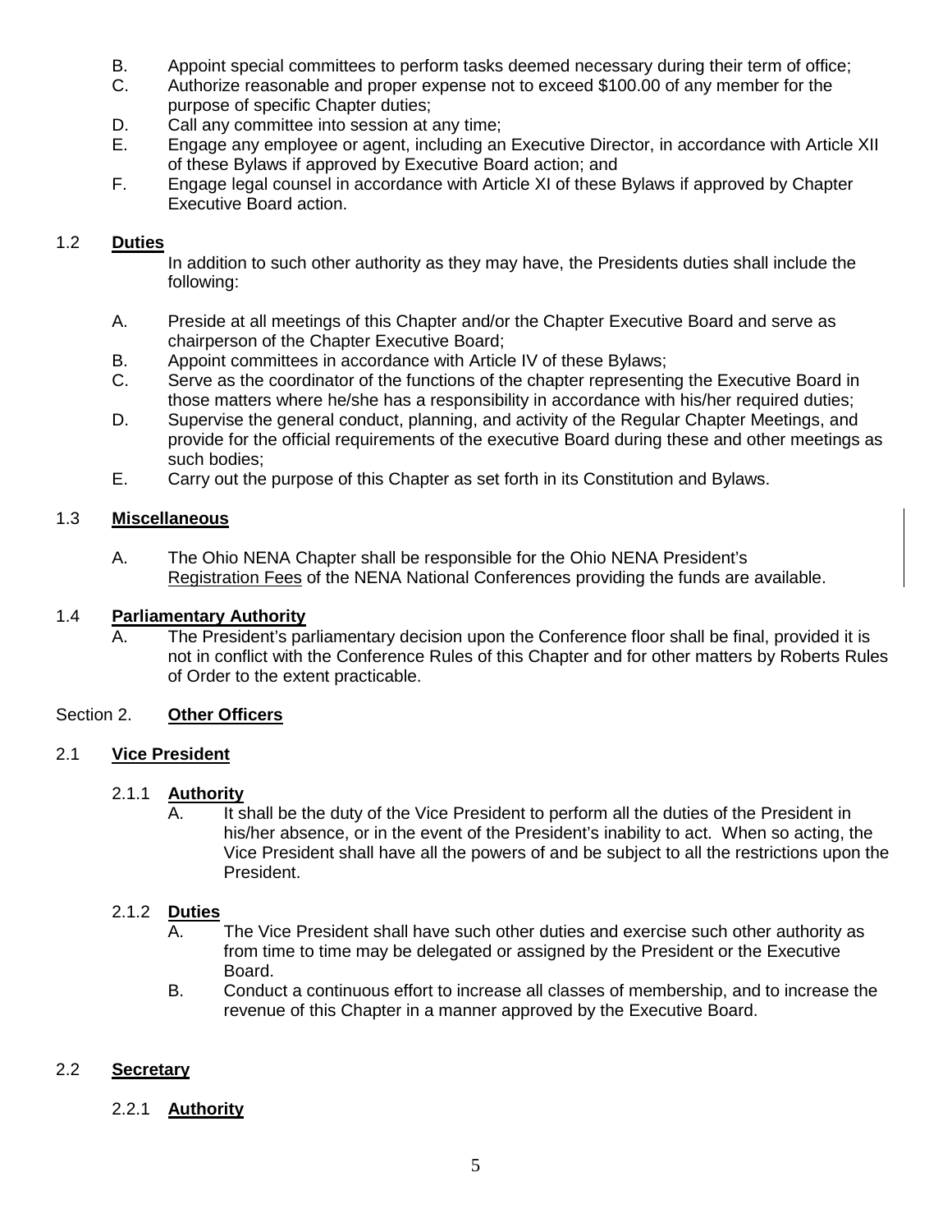B. Appoint special committees to perform tasks deemed necessary during their term of office;
C. Authorize reasonable and proper expense not to exceed $100.00 of any member for the purpose of specific Chapter duties;
D. Call any committee into session at any time;
E. Engage any employee or agent, including an Executive Director, in accordance with Article XII of these Bylaws if approved by Executive Board action; and
F. Engage legal counsel in accordance with Article XI of these Bylaws if approved by Chapter Executive Board action.

1.2 **Duties**

In addition to such other authority as they may have, the Presidents duties shall include the following:

A. Preside at all meetings of this Chapter and/or the Chapter Executive Board and serve as chairperson of the Chapter Executive Board;
B. Appoint committees in accordance with Article IV of these Bylaws;
C. Serve as the coordinator of the functions of the chapter representing the Executive Board in those matters where he/she has a responsibility in accordance with his/her required duties;
D. Supervise the general conduct, planning, and activity of the Regular Chapter Meetings, and provide for the official requirements of the executive Board during these and other meetings as such bodies;
E. Carry out the purpose of this Chapter as set forth in its Constitution and Bylaws.

1.3 **Miscellaneous**

A. The Ohio NENA Chapter shall be responsible for the Ohio NENA President's Registration Fees of the NENA National Conferences providing the funds are available.

1.4 **Parliamentary Authority**

A. The President's parliamentary decision upon the Conference floor shall be final, provided it is not in conflict with the Conference Rules of this Chapter and for other matters by Roberts Rules of Order to the extent practicable.

Section 2. **Other Officers**

2.1 **Vice President**

2.1.1 **Authority**

A. It shall be the duty of the Vice President to perform all the duties of the President in his/her absence, or in the event of the President's inability to act. When so acting, the Vice President shall have all the powers of and be subject to all the restrictions upon the President.

2.1.2 **Duties**

A. The Vice President shall have such other duties and exercise such other authority as from time to time may be delegated or assigned by the President or the Executive Board.
B. Conduct a continuous effort to increase all classes of membership, and to increase the revenue of this Chapter in a manner approved by the Executive Board.

2.2 **Secretary**

2.2.1 **Authority**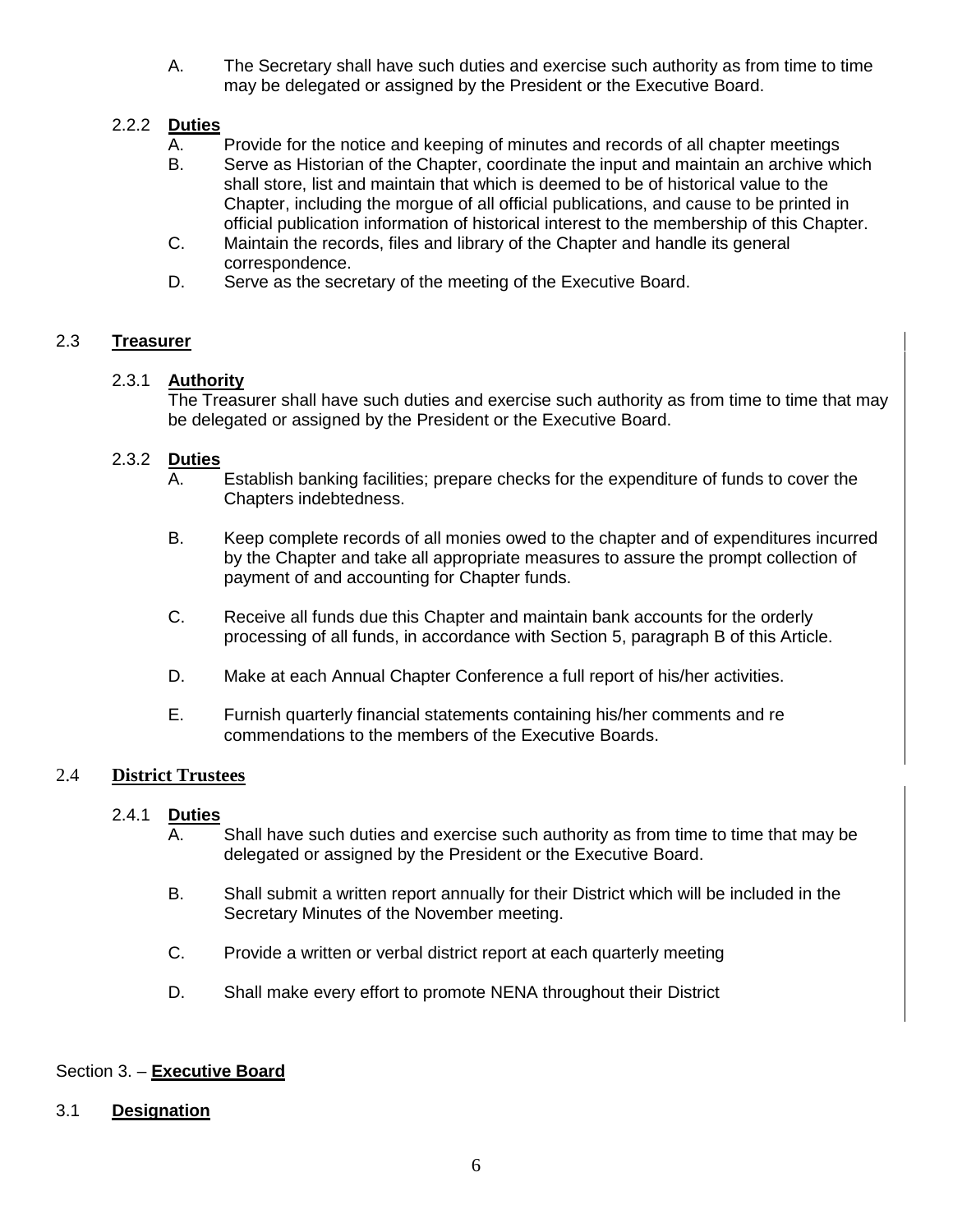A. The Secretary shall have such duties and exercise such authority as from time to time may be delegated or assigned by the President or the Executive Board.

2.2.2 **Duties**

A. Provide for the notice and keeping of minutes and records of all chapter meetings

B. Serve as Historian of the Chapter, coordinate the input and maintain an archive which shall store, list and maintain that which is deemed to be of historical value to the Chapter, including the morgue of all official publications, and cause to be printed in official publication information of historical interest to the membership of this Chapter.

C. Maintain the records, files and library of the Chapter and handle its general correspondence.

D. Serve as the secretary of the meeting of the Executive Board.

## 2.3 **Treasurer**

2.3.1 **Authority**

The Treasurer shall have such duties and exercise such authority as from time to time that may be delegated or assigned by the President or the Executive Board.

2.3.2 **Duties**

A. Establish banking facilities; prepare checks for the expenditure of funds to cover the Chapters indebtedness.

B. Keep complete records of all monies owed to the chapter and of expenditures incurred by the Chapter and take all appropriate measures to assure the prompt collection of payment of and accounting for Chapter funds.

C. Receive all funds due this Chapter and maintain bank accounts for the orderly processing of all funds, in accordance with Section 5, paragraph B of this Article.

D. Make at each Annual Chapter Conference a full report of his/her activities.

E. Furnish quarterly financial statements containing his/her comments and re commendations to the members of the Executive Boards.

## 2.4 **District Trustees**

2.4.1 **Duties**

A. Shall have such duties and exercise such authority as from time to time that may be delegated or assigned by the President or the Executive Board.

B. Shall submit a written report annually for their District which will be included in the Secretary Minutes of the November meeting.

C. Provide a written or verbal district report at each quarterly meeting

D. Shall make every effort to promote NENA throughout their District

## Section 3. – **Executive Board**

## 3.1 **Designation**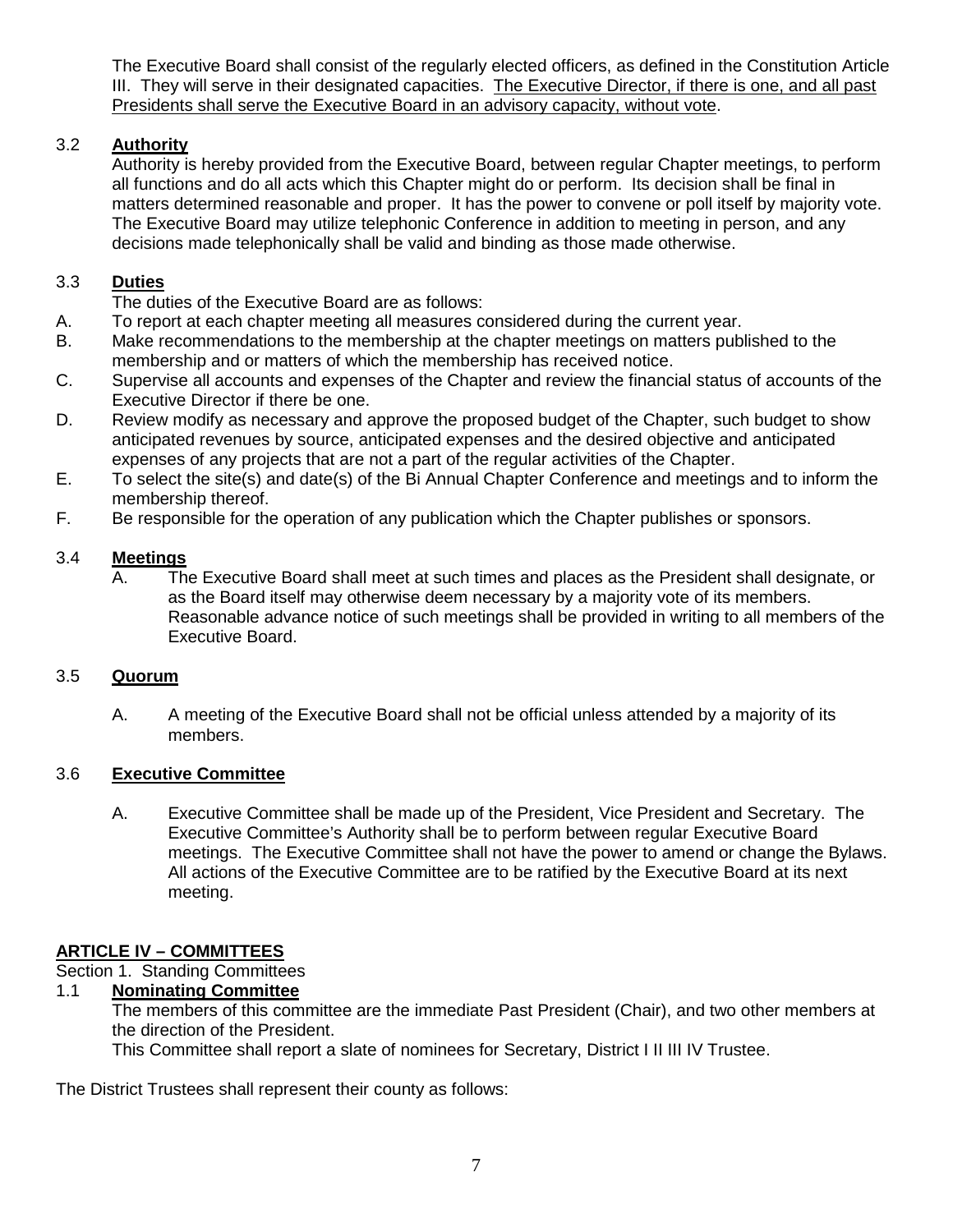The Executive Board shall consist of the regularly elected officers, as defined in the Constitution Article III. They will serve in their designated capacities. <u>The Executive Director, if there is one, and all past Presidents shall serve the Executive Board in an advisory capacity, without vote</u>.

3.2 **<u>Authority</u>**

Authority is hereby provided from the Executive Board, between regular Chapter meetings, to perform all functions and do all acts which this Chapter might do or perform. Its decision shall be final in matters determined reasonable and proper. It has the power to convene or poll itself by majority vote. The Executive Board may utilize telephonic Conference in addition to meeting in person, and any decisions made telephonically shall be valid and binding as those made otherwise.

3.3 **<u>Duties</u>**

The duties of the Executive Board are as follows:

A. To report at each chapter meeting all measures considered during the current year.

B. Make recommendations to the membership at the chapter meetings on matters published to the membership and or matters of which the membership has received notice.

C. Supervise all accounts and expenses of the Chapter and review the financial status of accounts of the Executive Director if there be one.

D. Review modify as necessary and approve the proposed budget of the Chapter, such budget to show anticipated revenues by source, anticipated expenses and the desired objective and anticipated expenses of any projects that are not a part of the regular activities of the Chapter.

E. To select the site(s) and date(s) of the Bi Annual Chapter Conference and meetings and to inform the membership thereof.

F. Be responsible for the operation of any publication which the Chapter publishes or sponsors.

3.4 **<u>Meetings</u>**

A. The Executive Board shall meet at such times and places as the President shall designate, or as the Board itself may otherwise deem necessary by a majority vote of its members. Reasonable advance notice of such meetings shall be provided in writing to all members of the Executive Board.

3.5 **<u>Quorum</u>**

A. A meeting of the Executive Board shall not be official unless attended by a majority of its members.

3.6 **<u>Executive Committee</u>**

A. Executive Committee shall be made up of the President, Vice President and Secretary. The Executive Committee's Authority shall be to perform between regular Executive Board meetings. The Executive Committee shall not have the power to amend or change the Bylaws. All actions of the Executive Committee are to be ratified by the Executive Board at its next meeting.

**<u>ARTICLE IV – COMMITTEES</u>**

Section 1. Standing Committees

1.1 **<u>Nominating Committee</u>**

The members of this committee are the immediate Past President (Chair), and two other members at the direction of the President.

This Committee shall report a slate of nominees for Secretary, District I II III IV Trustee.

The District Trustees shall represent their county as follows: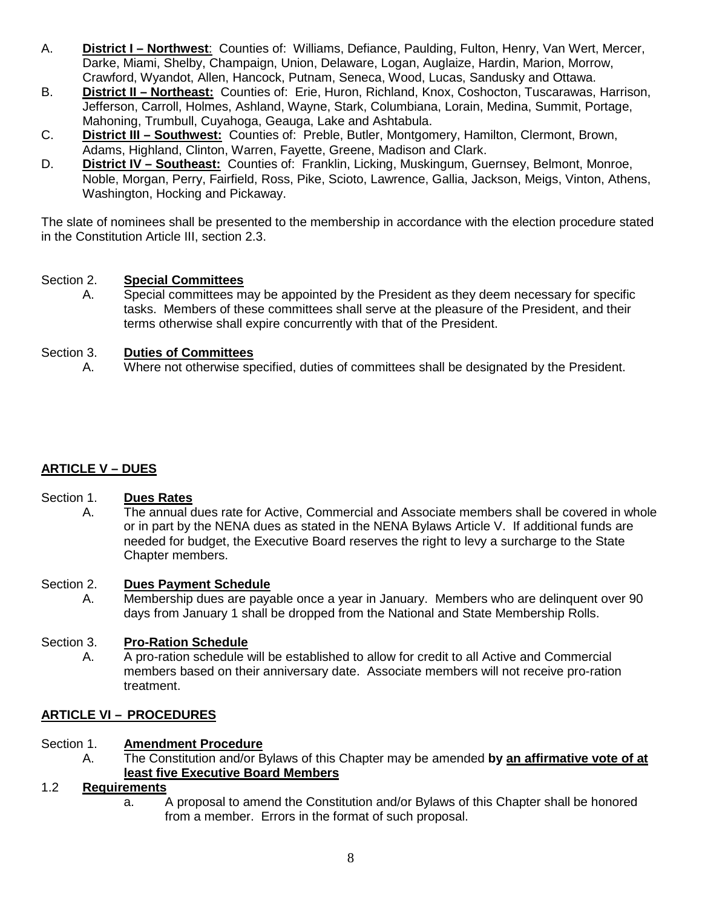A. **District I – Northwest**: Counties of: Williams, Defiance, Paulding, Fulton, Henry, Van Wert, Mercer, Darke, Miami, Shelby, Champaign, Union, Delaware, Logan, Auglaize, Hardin, Marion, Morrow, Crawford, Wyandot, Allen, Hancock, Putnam, Seneca, Wood, Lucas, Sandusky and Ottawa.

B. **District II – Northeast:** Counties of: Erie, Huron, Richland, Knox, Coshocton, Tuscarawas, Harrison, Jefferson, Carroll, Holmes, Ashland, Wayne, Stark, Columbiana, Lorain, Medina, Summit, Portage, Mahoning, Trumbull, Cuyahoga, Geauga, Lake and Ashtabula.

C. **District III – Southwest:** Counties of: Preble, Butler, Montgomery, Hamilton, Clermont, Brown, Adams, Highland, Clinton, Warren, Fayette, Greene, Madison and Clark.

D. **District IV – Southeast:** Counties of: Franklin, Licking, Muskingum, Guernsey, Belmont, Monroe, Noble, Morgan, Perry, Fairfield, Ross, Pike, Scioto, Lawrence, Gallia, Jackson, Meigs, Vinton, Athens, Washington, Hocking and Pickaway.

The slate of nominees shall be presented to the membership in accordance with the election procedure stated in the Constitution Article III, section 2.3.

Section 2. **Special Committees**

A. Special committees may be appointed by the President as they deem necessary for specific tasks. Members of these committees shall serve at the pleasure of the President, and their terms otherwise shall expire concurrently with that of the President.

Section 3. **Duties of Committees**

A. Where not otherwise specified, duties of committees shall be designated by the President.

## ARTICLE V – DUES

Section 1. **Dues Rates**

A. The annual dues rate for Active, Commercial and Associate members shall be covered in whole or in part by the NENA dues as stated in the NENA Bylaws Article V. If additional funds are needed for budget, the Executive Board reserves the right to levy a surcharge to the State Chapter members.

Section 2. **Dues Payment Schedule**

A. Membership dues are payable once a year in January. Members who are delinquent over 90 days from January 1 shall be dropped from the National and State Membership Rolls.

Section 3. **Pro-Ration Schedule**

A. A pro-ration schedule will be established to allow for credit to all Active and Commercial members based on their anniversary date. Associate members will not receive pro-ration treatment.

## ARTICLE VI – PROCEDURES

Section 1. **Amendment Procedure**

A. The Constitution and/or Bylaws of this Chapter may be amended **by an affirmative vote of at least five Executive Board Members**

1.2 **Requirements**

a. A proposal to amend the Constitution and/or Bylaws of this Chapter shall be honored from a member. Errors in the format of such proposal.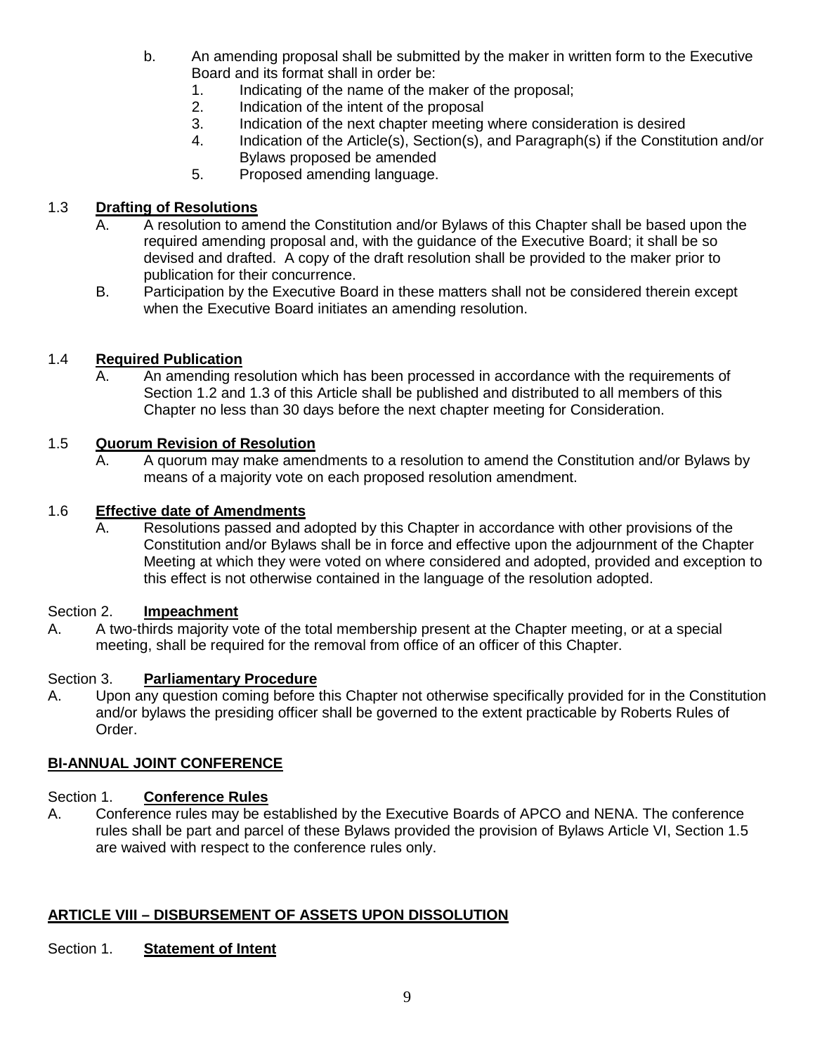b. An amending proposal shall be submitted by the maker in written form to the Executive Board and its format shall in order be:
   1. Indicating of the name of the maker of the proposal;
   2. Indication of the intent of the proposal
   3. Indication of the next chapter meeting where consideration is desired
   4. Indication of the Article(s), Section(s), and Paragraph(s) if the Constitution and/or Bylaws proposed be amended
   5. Proposed amending language.

1.3 **Drafting of Resolutions**

A. A resolution to amend the Constitution and/or Bylaws of this Chapter shall be based upon the required amending proposal and, with the guidance of the Executive Board; it shall be so devised and drafted. A copy of the draft resolution shall be provided to the maker prior to publication for their concurrence.

B. Participation by the Executive Board in these matters shall not be considered therein except when the Executive Board initiates an amending resolution.

1.4 **Required Publication**

A. An amending resolution which has been processed in accordance with the requirements of Section 1.2 and 1.3 of this Article shall be published and distributed to all members of this Chapter no less than 30 days before the next chapter meeting for Consideration.

1.5 **Quorum Revision of Resolution**

A. A quorum may make amendments to a resolution to amend the Constitution and/or Bylaws by means of a majority vote on each proposed resolution amendment.

1.6 **Effective date of Amendments**

A. Resolutions passed and adopted by this Chapter in accordance with other provisions of the Constitution and/or Bylaws shall be in force and effective upon the adjournment of the Chapter Meeting at which they were voted on where considered and adopted, provided and exception to this effect is not otherwise contained in the language of the resolution adopted.

Section 2. **Impeachment**

A. A two-thirds majority vote of the total membership present at the Chapter meeting, or at a special meeting, shall be required for the removal from office of an officer of this Chapter.

Section 3. **Parliamentary Procedure**

A. Upon any question coming before this Chapter not otherwise specifically provided for in the Constitution and/or bylaws the presiding officer shall be governed to the extent practicable by Roberts Rules of Order.

**BI-ANNUAL JOINT CONFERENCE**

Section 1. **Conference Rules**

A. Conference rules may be established by the Executive Boards of APCO and NENA. The conference rules shall be part and parcel of these Bylaws provided the provision of Bylaws Article VI, Section 1.5 are waived with respect to the conference rules only.

## ARTICLE VIII – DISBURSEMENT OF ASSETS UPON DISSOLUTION

Section 1. **Statement of Intent**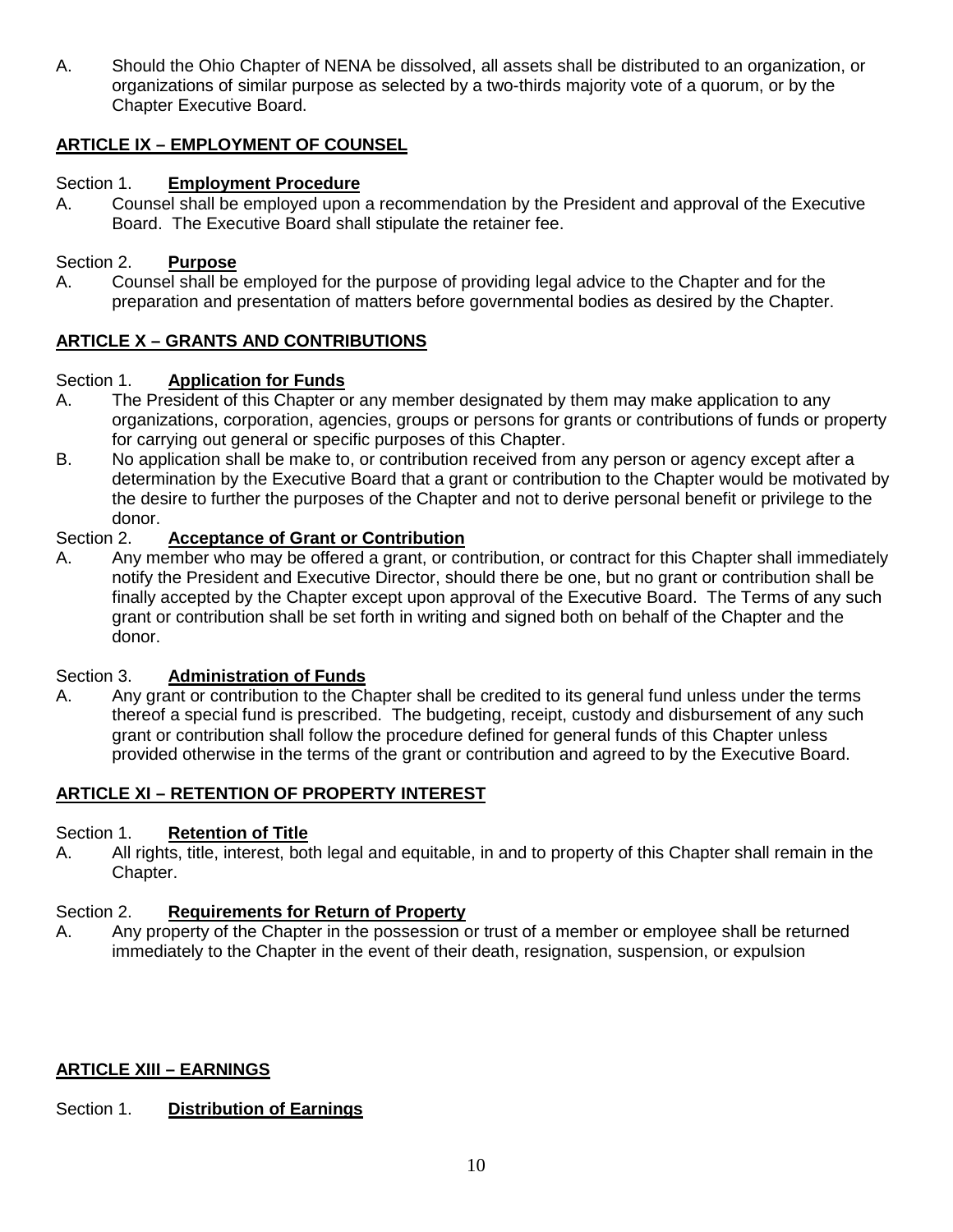A. Should the Ohio Chapter of NENA be dissolved, all assets shall be distributed to an organization, or organizations of similar purpose as selected by a two-thirds majority vote of a quorum, or by the Chapter Executive Board.

## ARTICLE IX – EMPLOYMENT OF COUNSEL

Section 1. **Employment Procedure**

A. Counsel shall be employed upon a recommendation by the President and approval of the Executive Board. The Executive Board shall stipulate the retainer fee.

Section 2. **Purpose**

A. Counsel shall be employed for the purpose of providing legal advice to the Chapter and for the preparation and presentation of matters before governmental bodies as desired by the Chapter.

## ARTICLE X – GRANTS AND CONTRIBUTIONS

Section 1. **Application for Funds**

A. The President of this Chapter or any member designated by them may make application to any organizations, corporation, agencies, groups or persons for grants or contributions of funds or property for carrying out general or specific purposes of this Chapter.

B. No application shall be make to, or contribution received from any person or agency except after a determination by the Executive Board that a grant or contribution to the Chapter would be motivated by the desire to further the purposes of the Chapter and not to derive personal benefit or privilege to the donor.

Section 2. **Acceptance of Grant or Contribution**

A. Any member who may be offered a grant, or contribution, or contract for this Chapter shall immediately notify the President and Executive Director, should there be one, but no grant or contribution shall be finally accepted by the Chapter except upon approval of the Executive Board. The Terms of any such grant or contribution shall be set forth in writing and signed both on behalf of the Chapter and the donor.

Section 3. **Administration of Funds**

A. Any grant or contribution to the Chapter shall be credited to its general fund unless under the terms thereof a special fund is prescribed. The budgeting, receipt, custody and disbursement of any such grant or contribution shall follow the procedure defined for general funds of this Chapter unless provided otherwise in the terms of the grant or contribution and agreed to by the Executive Board.

## ARTICLE XI – RETENTION OF PROPERTY INTEREST

Section 1. **Retention of Title**

A. All rights, title, interest, both legal and equitable, in and to property of this Chapter shall remain in the Chapter.

Section 2. **Requirements for Return of Property**

A. Any property of the Chapter in the possession or trust of a member or employee shall be returned immediately to the Chapter in the event of their death, resignation, suspension, or expulsion

## ARTICLE XIII – EARNINGS

Section 1. **Distribution of Earnings**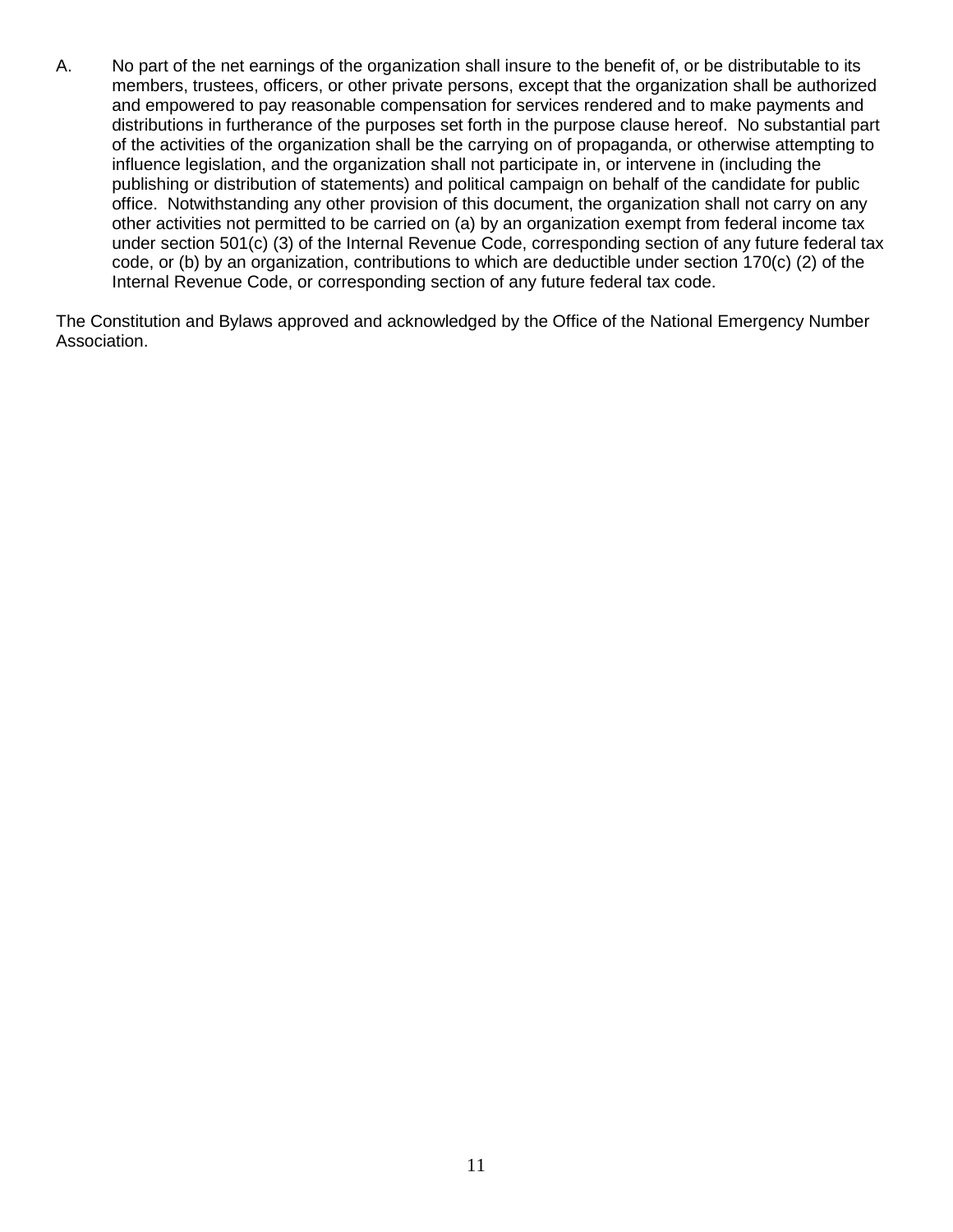A. No part of the net earnings of the organization shall insure to the benefit of, or be distributable to its members, trustees, officers, or other private persons, except that the organization shall be authorized and empowered to pay reasonable compensation for services rendered and to make payments and distributions in furtherance of the purposes set forth in the purpose clause hereof. No substantial part of the activities of the organization shall be the carrying on of propaganda, or otherwise attempting to influence legislation, and the organization shall not participate in, or intervene in (including the publishing or distribution of statements) and political campaign on behalf of the candidate for public office. Notwithstanding any other provision of this document, the organization shall not carry on any other activities not permitted to be carried on (a) by an organization exempt from federal income tax under section 501(c) (3) of the Internal Revenue Code, corresponding section of any future federal tax code, or (b) by an organization, contributions to which are deductible under section 170(c) (2) of the Internal Revenue Code, or corresponding section of any future federal tax code.

The Constitution and Bylaws approved and acknowledged by the Office of the National Emergency Number Association.